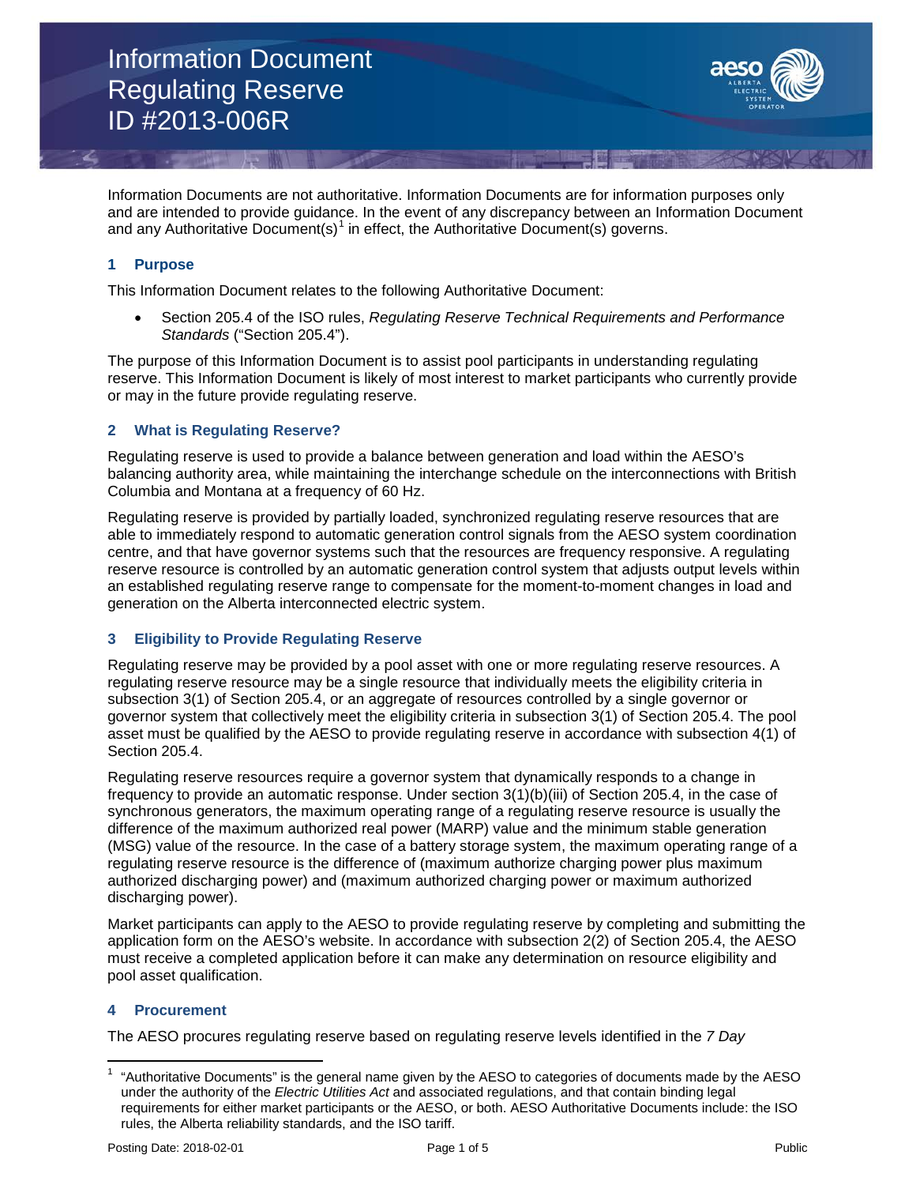# Information Document
# Regulating Reserve
# ID #2013-006R

Information Documents are not authoritative. Information Documents are for information purposes only and are intended to provide guidance. In the event of any discrepancy between an Information Document and any Authoritative Document(s)[1] in effect, the Authoritative Document(s) governs.

## 1 Purpose

This Information Document relates to the following Authoritative Document:

- Section 205.4 of the ISO rules, *Regulating Reserve Technical Requirements and Performance Standards* ("Section 205.4").

The purpose of this Information Document is to assist pool participants in understanding regulating reserve. This Information Document is likely of most interest to market participants who currently provide or may in the future provide regulating reserve.

## 2 What is Regulating Reserve?

Regulating reserve is used to provide a balance between generation and load within the AESO's balancing authority area, while maintaining the interchange schedule on the interconnections with British Columbia and Montana at a frequency of 60 Hz.

Regulating reserve is provided by partially loaded, synchronized regulating reserve resources that are able to immediately respond to automatic generation control signals from the AESO system coordination centre, and that have governor systems such that the resources are frequency responsive. A regulating reserve resource is controlled by an automatic generation control system that adjusts output levels within an established regulating reserve range to compensate for the moment-to-moment changes in load and generation on the Alberta interconnected electric system.

## 3 Eligibility to Provide Regulating Reserve

Regulating reserve may be provided by a pool asset with one or more regulating reserve resources. A regulating reserve resource may be a single resource that individually meets the eligibility criteria in subsection 3(1) of Section 205.4, or an aggregate of resources controlled by a single governor or governor system that collectively meet the eligibility criteria in subsection 3(1) of Section 205.4. The pool asset must be qualified by the AESO to provide regulating reserve in accordance with subsection 4(1) of Section 205.4.

Regulating reserve resources require a governor system that dynamically responds to a change in frequency to provide an automatic response. Under section 3(1)(b)(iii) of Section 205.4, in the case of synchronous generators, the maximum operating range of a regulating reserve resource is usually the difference of the maximum authorized real power (MARP) value and the minimum stable generation (MSG) value of the resource. In the case of a battery storage system, the maximum operating range of a regulating reserve resource is the difference of (maximum authorize charging power plus maximum authorized discharging power) and (maximum authorized charging power or maximum authorized discharging power).

Market participants can apply to the AESO to provide regulating reserve by completing and submitting the application form on the AESO's website. In accordance with subsection 2(2) of Section 205.4, the AESO must receive a completed application before it can make any determination on resource eligibility and pool asset qualification.

## 4 Procurement

The AESO procures regulating reserve based on regulating reserve levels identified in the *7 Day*

[1] "Authoritative Documents" is the general name given by the AESO to categories of documents made by the AESO under the authority of the *Electric Utilities Act* and associated regulations, and that contain binding legal requirements for either market participants or the AESO, or both. AESO Authoritative Documents include: the ISO rules, the Alberta reliability standards, and the ISO tariff.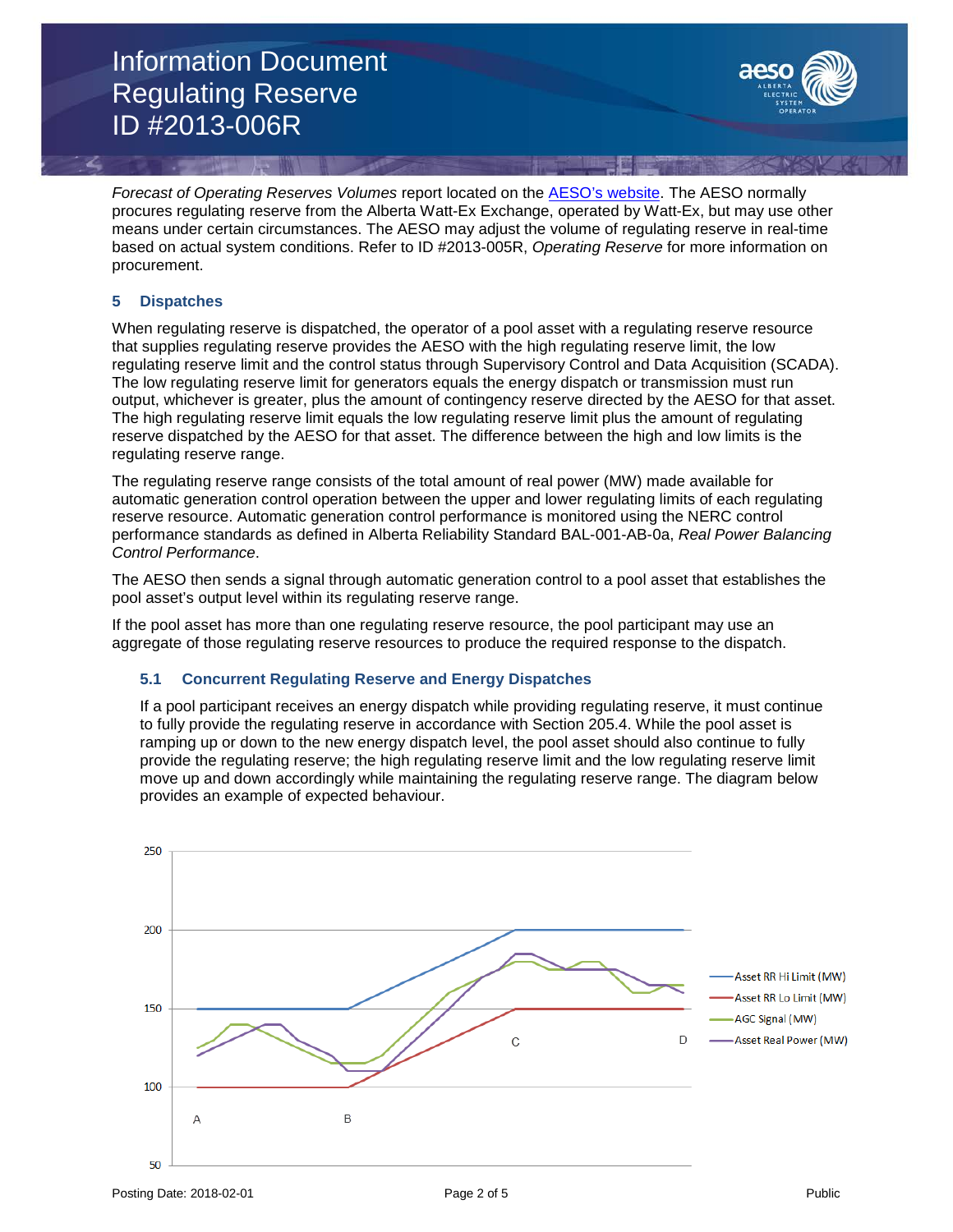*Forecast of Operating Reserves Volumes* report located on the AESO's website. The AESO normally procures regulating reserve from the Alberta Watt-Ex Exchange, operated by Watt-Ex, but may use other means under certain circumstances. The AESO may adjust the volume of regulating reserve in real-time based on actual system conditions. Refer to ID #2013-005R, *Operating Reserve* for more information on procurement.

## 5 Dispatches

When regulating reserve is dispatched, the operator of a pool asset with a regulating reserve resource that supplies regulating reserve provides the AESO with the high regulating reserve limit, the low regulating reserve limit and the control status through Supervisory Control and Data Acquisition (SCADA). The low regulating reserve limit for generators equals the energy dispatch or transmission must run output, whichever is greater, plus the amount of contingency reserve directed by the AESO for that asset. The high regulating reserve limit equals the low regulating reserve limit plus the amount of regulating reserve dispatched by the AESO for that asset. The difference between the high and low limits is the regulating reserve range.

The regulating reserve range consists of the total amount of real power (MW) made available for automatic generation control operation between the upper and lower regulating limits of each regulating reserve resource. Automatic generation control performance is monitored using the NERC control performance standards as defined in Alberta Reliability Standard BAL-001-AB-0a, *Real Power Balancing Control Performance*.

The AESO then sends a signal through automatic generation control to a pool asset that establishes the pool asset's output level within its regulating reserve range.

If the pool asset has more than one regulating reserve resource, the pool participant may use an aggregate of those regulating reserve resources to produce the required response to the dispatch.

### 5.1 Concurrent Regulating Reserve and Energy Dispatches

If a pool participant receives an energy dispatch while providing regulating reserve, it must continue to fully provide the regulating reserve in accordance with Section 205.4. While the pool asset is ramping up or down to the new energy dispatch level, the pool asset should also continue to fully provide the regulating reserve; the high regulating reserve limit and the low regulating reserve limit move up and down accordingly while maintaining the regulating reserve range. The diagram below provides an example of expected behaviour.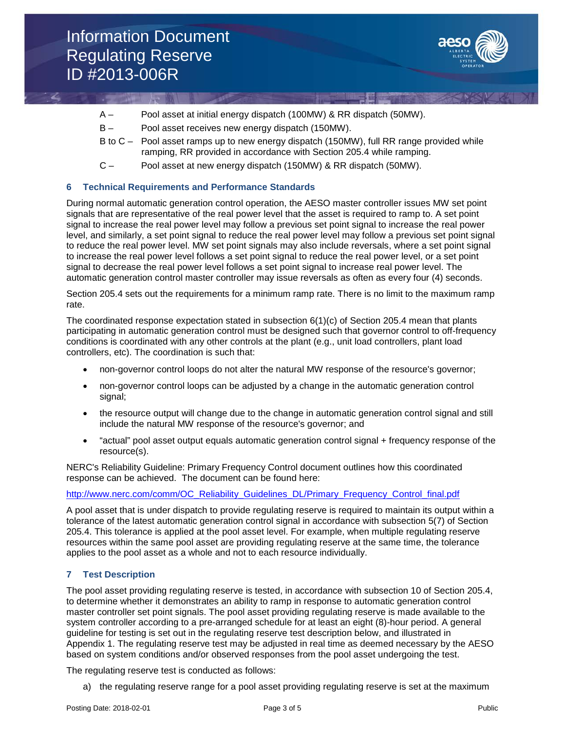A – Pool asset at initial energy dispatch (100MW) & RR dispatch (50MW).

B – Pool asset receives new energy dispatch (150MW).

B to C – Pool asset ramps up to new energy dispatch (150MW), full RR range provided while ramping, RR provided in accordance with Section 205.4 while ramping.

C – Pool asset at new energy dispatch (150MW) & RR dispatch (50MW).

## 6 Technical Requirements and Performance Standards

During normal automatic generation control operation, the AESO master controller issues MW set point signals that are representative of the real power level that the asset is required to ramp to. A set point signal to increase the real power level may follow a previous set point signal to increase the real power level, and similarly, a set point signal to reduce the real power level may follow a previous set point signal to reduce the real power level. MW set point signals may also include reversals, where a set point signal to increase the real power level follows a set point signal to reduce the real power level, or a set point signal to decrease the real power level follows a set point signal to increase real power level. The automatic generation control master controller may issue reversals as often as every four (4) seconds.

Section 205.4 sets out the requirements for a minimum ramp rate. There is no limit to the maximum ramp rate.

The coordinated response expectation stated in subsection 6(1)(c) of Section 205.4 mean that plants participating in automatic generation control must be designed such that governor control to off-frequency conditions is coordinated with any other controls at the plant (e.g., unit load controllers, plant load controllers, etc). The coordination is such that:

- non-governor control loops do not alter the natural MW response of the resource's governor;
- non-governor control loops can be adjusted by a change in the automatic generation control signal;
- the resource output will change due to the change in automatic generation control signal and still include the natural MW response of the resource's governor; and
- "actual" pool asset output equals automatic generation control signal + frequency response of the resource(s).

NERC's Reliability Guideline: Primary Frequency Control document outlines how this coordinated response can be achieved. The document can be found here:

http://www.nerc.com/comm/OC_Reliability_Guidelines_DL/Primary_Frequency_Control_final.pdf

A pool asset that is under dispatch to provide regulating reserve is required to maintain its output within a tolerance of the latest automatic generation control signal in accordance with subsection 5(7) of Section 205.4. This tolerance is applied at the pool asset level. For example, when multiple regulating reserve resources within the same pool asset are providing regulating reserve at the same time, the tolerance applies to the pool asset as a whole and not to each resource individually.

## 7 Test Description

The pool asset providing regulating reserve is tested, in accordance with subsection 10 of Section 205.4, to determine whether it demonstrates an ability to ramp in response to automatic generation control master controller set point signals. The pool asset providing regulating reserve is made available to the system controller according to a pre-arranged schedule for at least an eight (8)-hour period. A general guideline for testing is set out in the regulating reserve test description below, and illustrated in Appendix 1. The regulating reserve test may be adjusted in real time as deemed necessary by the AESO based on system conditions and/or observed responses from the pool asset undergoing the test.

The regulating reserve test is conducted as follows:

a) the regulating reserve range for a pool asset providing regulating reserve is set at the maximum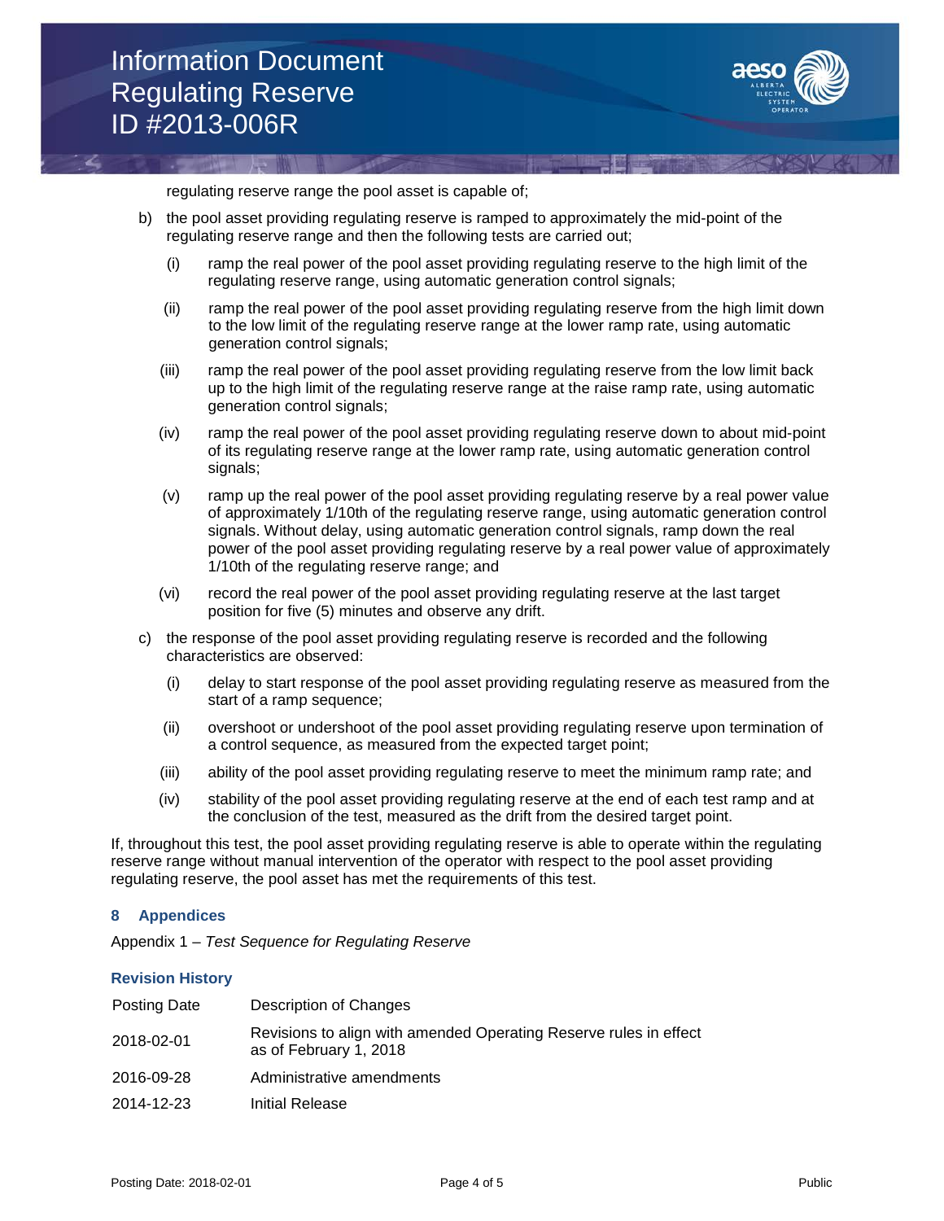regulating reserve range the pool asset is capable of;

b) the pool asset providing regulating reserve is ramped to approximately the mid-point of the regulating reserve range and then the following tests are carried out;

   (i) ramp the real power of the pool asset providing regulating reserve to the high limit of the regulating reserve range, using automatic generation control signals;

   (ii) ramp the real power of the pool asset providing regulating reserve from the high limit down to the low limit of the regulating reserve range at the lower ramp rate, using automatic generation control signals;

   (iii) ramp the real power of the pool asset providing regulating reserve from the low limit back up to the high limit of the regulating reserve range at the raise ramp rate, using automatic generation control signals;

   (iv) ramp the real power of the pool asset providing regulating reserve down to about mid-point of its regulating reserve range at the lower ramp rate, using automatic generation control signals;

   (v) ramp up the real power of the pool asset providing regulating reserve by a real power value of approximately 1/10th of the regulating reserve range, using automatic generation control signals. Without delay, using automatic generation control signals, ramp down the real power of the pool asset providing regulating reserve by a real power value of approximately 1/10th of the regulating reserve range; and

   (vi) record the real power of the pool asset providing regulating reserve at the last target position for five (5) minutes and observe any drift.

c) the response of the pool asset providing regulating reserve is recorded and the following characteristics are observed:

   (i) delay to start response of the pool asset providing regulating reserve as measured from the start of a ramp sequence;

   (ii) overshoot or undershoot of the pool asset providing regulating reserve upon termination of a control sequence, as measured from the expected target point;

   (iii) ability of the pool asset providing regulating reserve to meet the minimum ramp rate; and

   (iv) stability of the pool asset providing regulating reserve at the end of each test ramp and at the conclusion of the test, measured as the drift from the desired target point.

If, throughout this test, the pool asset providing regulating reserve is able to operate within the regulating reserve range without manual intervention of the operator with respect to the pool asset providing regulating reserve, the pool asset has met the requirements of this test.

## 8 Appendices

Appendix 1 – *Test Sequence for Regulating Reserve*

### Revision History

| Posting Date | Description of Changes |
|---|---|
| 2018-02-01 | Revisions to align with amended Operating Reserve rules in effect as of February 1, 2018 |
| 2016-09-28 | Administrative amendments |
| 2014-12-23 | Initial Release |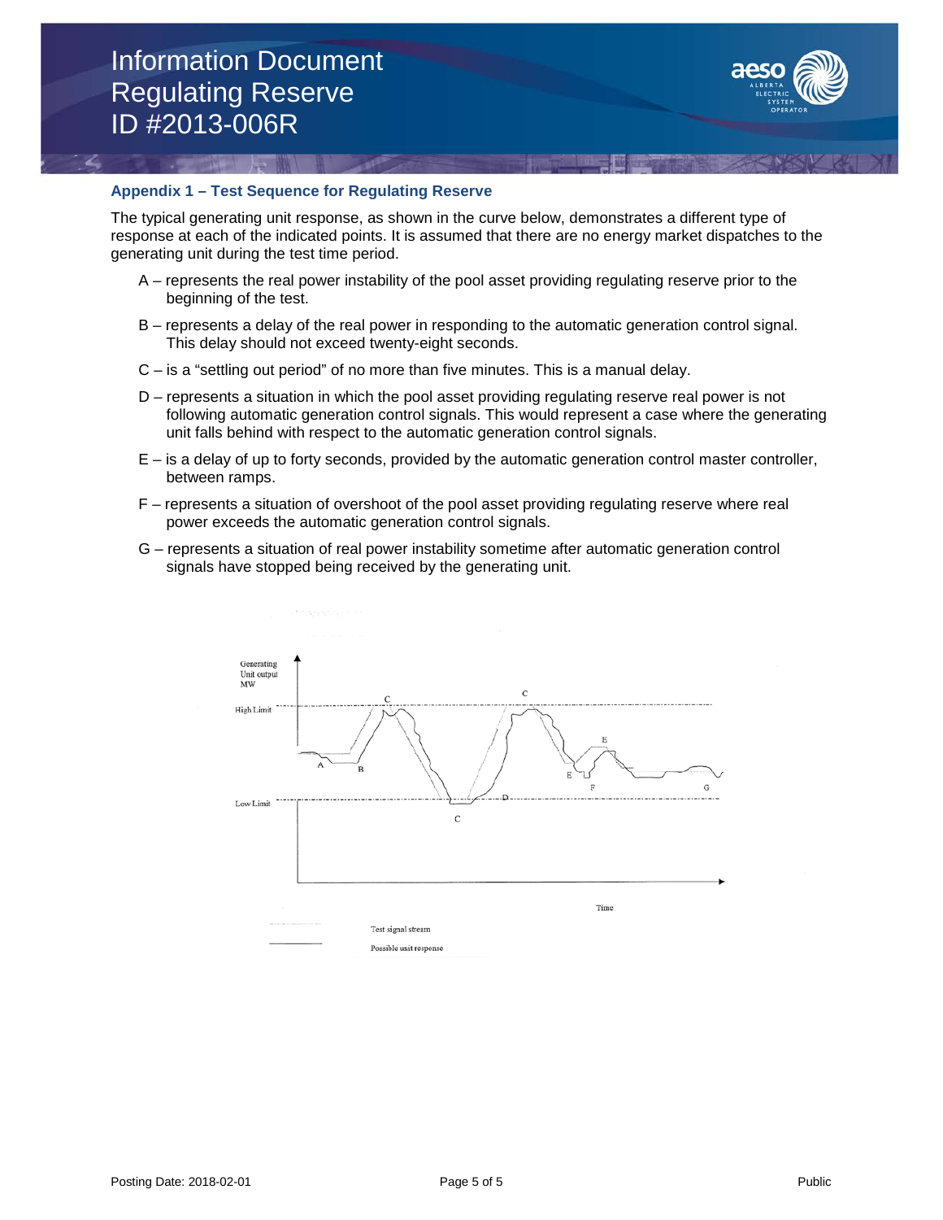## Appendix 1 – Test Sequence for Regulating Reserve

The typical generating unit response, as shown in the curve below, demonstrates a different type of response at each of the indicated points. It is assumed that there are no energy market dispatches to the generating unit during the test time period.

- A – represents the real power instability of the pool asset providing regulating reserve prior to the beginning of the test.
- B – represents a delay of the real power in responding to the automatic generation control signal. This delay should not exceed twenty-eight seconds.
- C – is a "settling out period" of no more than five minutes. This is a manual delay.
- D – represents a situation in which the pool asset providing regulating reserve real power is not following automatic generation control signals. This would represent a case where the generating unit falls behind with respect to the automatic generation control signals.
- E – is a delay of up to forty seconds, provided by the automatic generation control master controller, between ramps.
- F – represents a situation of overshoot of the pool asset providing regulating reserve where real power exceeds the automatic generation control signals.
- G – represents a situation of real power instability sometime after automatic generation control signals have stopped being received by the generating unit.

Generating Unit output MW

High Limit

Low Limit

A

B

C

C

C

D

E

E

F

G

Time

Test signal stream

Possible unit response